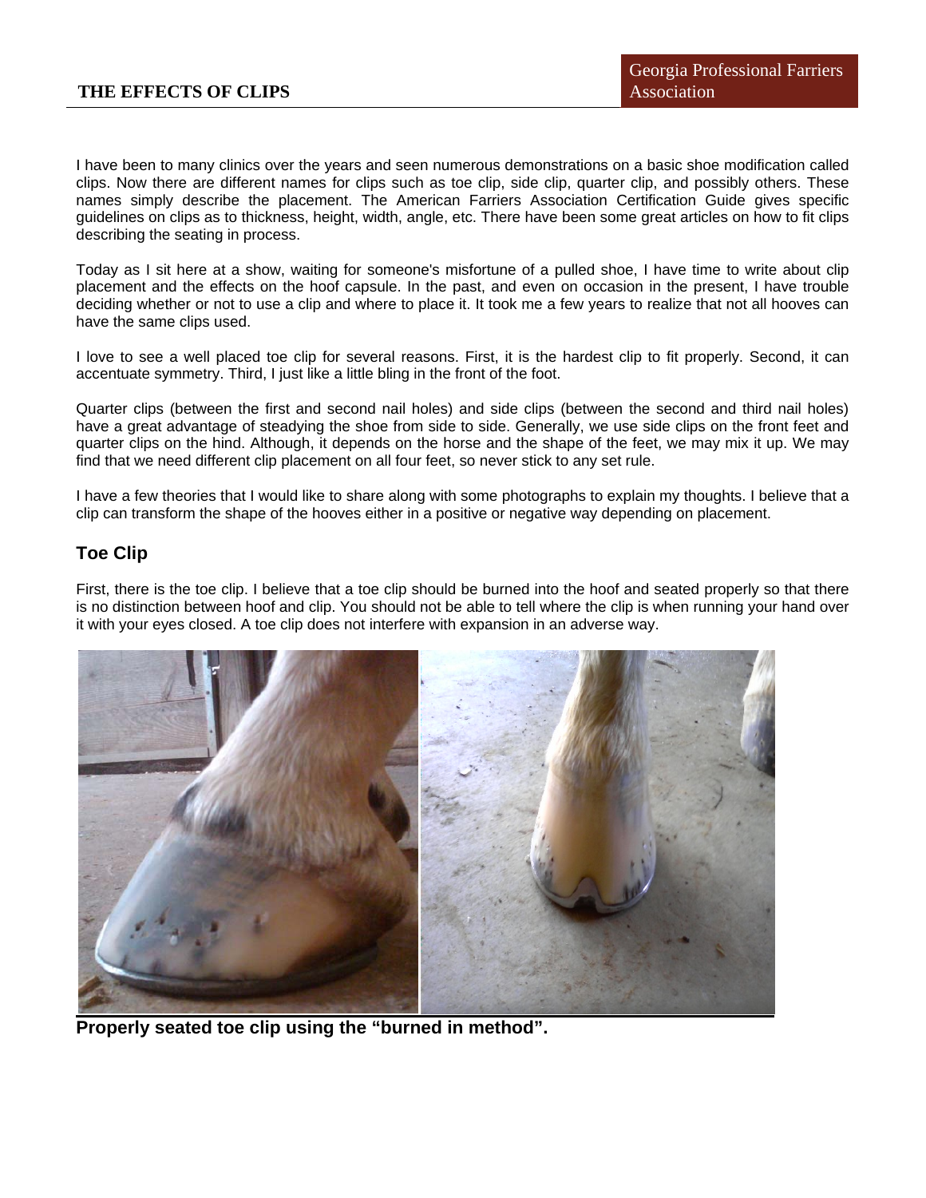# THE EFFECTS OF CLIPS

Georgia Professional Farriers Association

I have been to many clinics over the years and seen numerous demonstrations on a basic shoe modification called clips. Now there are different names for clips such as toe clip, side clip, quarter clip, and possibly others. These names simply describe the placement. The American Farriers Association Certification Guide gives specific guidelines on clips as to thickness, height, width, angle, etc. There have been some great articles on how to fit clips describing the seating in process.

Today as I sit here at a show, waiting for someone's misfortune of a pulled shoe, I have time to write about clip placement and the effects on the hoof capsule. In the past, and even on occasion in the present, I have trouble deciding whether or not to use a clip and where to place it. It took me a few years to realize that not all hooves can have the same clips used.

I love to see a well placed toe clip for several reasons. First, it is the hardest clip to fit properly. Second, it can accentuate symmetry. Third, I just like a little bling in the front of the foot.

Quarter clips (between the first and second nail holes) and side clips (between the second and third nail holes) have a great advantage of steadying the shoe from side to side. Generally, we use side clips on the front feet and quarter clips on the hind. Although, it depends on the horse and the shape of the feet, we may mix it up. We may find that we need different clip placement on all four feet, so never stick to any set rule.

I have a few theories that I would like to share along with some photographs to explain my thoughts. I believe that a clip can transform the shape of the hooves either in a positive or negative way depending on placement.

## Toe Clip

First, there is the toe clip. I believe that a toe clip should be burned into the hoof and seated properly so that there is no distinction between hoof and clip. You should not be able to tell where the clip is when running your hand over it with your eyes closed. A toe clip does not interfere with expansion in an adverse way.

**Properly seated toe clip using the "burned in method".**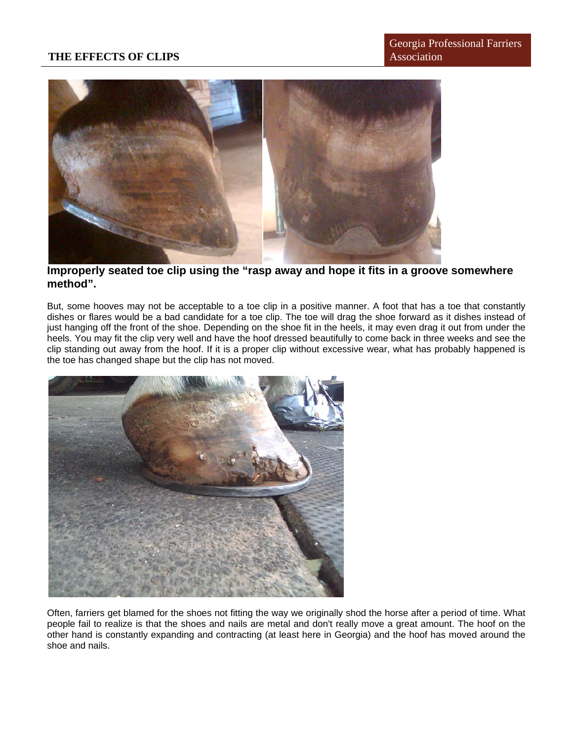**Improperly seated toe clip using the "rasp away and hope it fits in a groove somewhere method".**

But, some hooves may not be acceptable to a toe clip in a positive manner. A foot that has a toe that constantly dishes or flares would be a bad candidate for a toe clip. The toe will drag the shoe forward as it dishes instead of just hanging off the front of the shoe. Depending on the shoe fit in the heels, it may even drag it out from under the heels. You may fit the clip very well and have the hoof dressed beautifully to come back in three weeks and see the clip standing out away from the hoof. If it is a proper clip without excessive wear, what has probably happened is the toe has changed shape but the clip has not moved.

Often, farriers get blamed for the shoes not fitting the way we originally shod the horse after a period of time. What people fail to realize is that the shoes and nails are metal and don't really move a great amount. The hoof on the other hand is constantly expanding and contracting (at least here in Georgia) and the hoof has moved around the shoe and nails.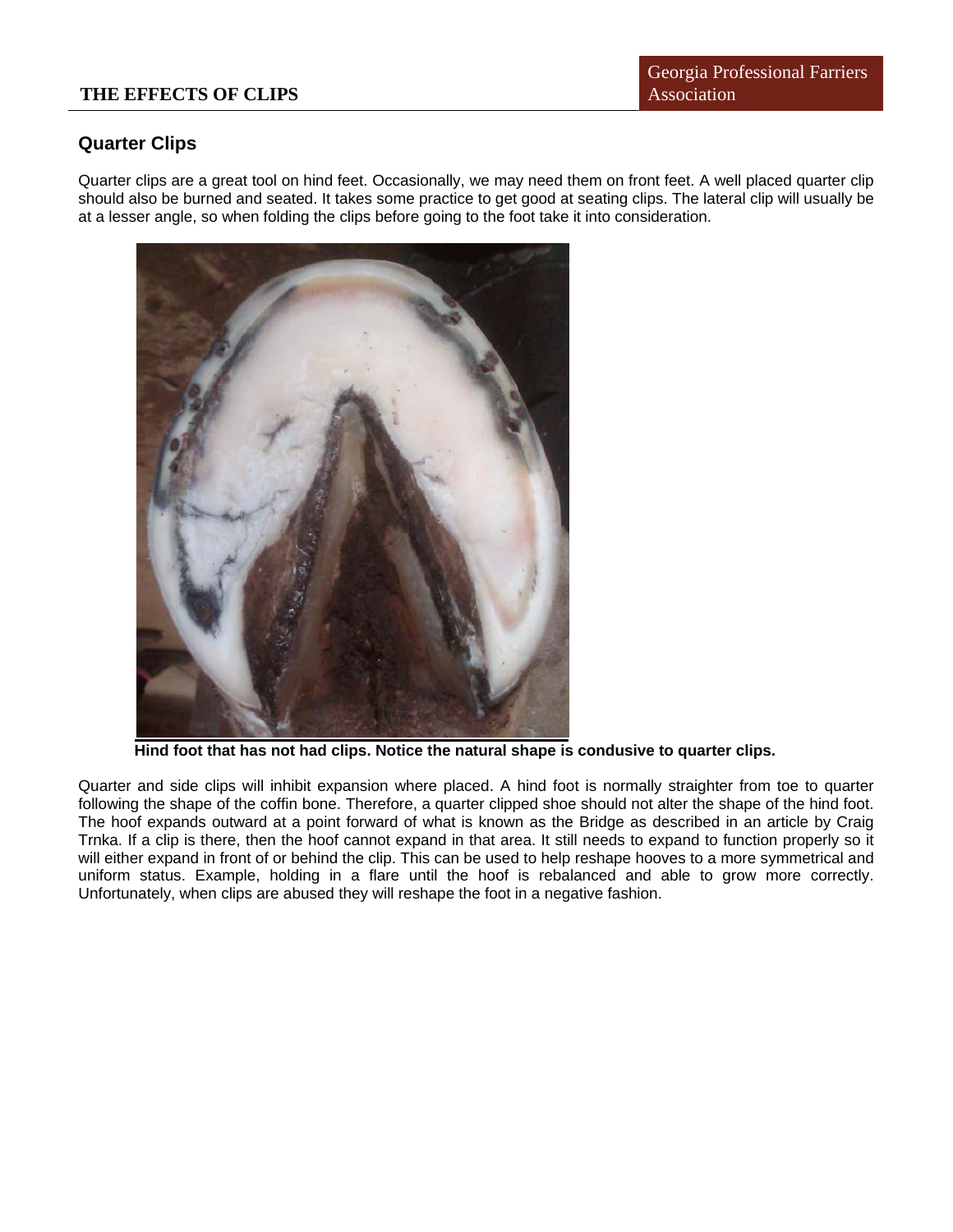## Quarter Clips

Quarter clips are a great tool on hind feet. Occasionally, we may need them on front feet. A well placed quarter clip should also be burned and seated. It takes some practice to get good at seating clips. The lateral clip will usually be at a lesser angle, so when folding the clips before going to the foot take it into consideration.

**Hind foot that has not had clips. Notice the natural shape is condusive to quarter clips.**

Quarter and side clips will inhibit expansion where placed. A hind foot is normally straighter from toe to quarter following the shape of the coffin bone. Therefore, a quarter clipped shoe should not alter the shape of the hind foot. The hoof expands outward at a point forward of what is known as the Bridge as described in an article by Craig Trnka. If a clip is there, then the hoof cannot expand in that area. It still needs to expand to function properly so it will either expand in front of or behind the clip. This can be used to help reshape hooves to a more symmetrical and uniform status. Example, holding in a flare until the hoof is rebalanced and able to grow more correctly. Unfortunately, when clips are abused they will reshape the foot in a negative fashion.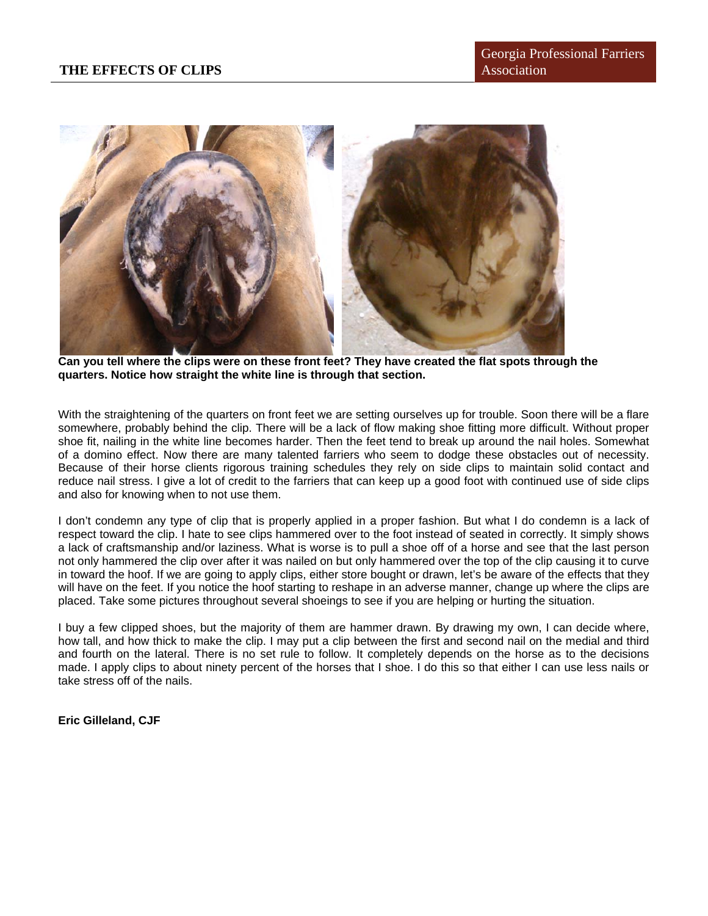## THE EFFECTS OF CLIPS

**Can you tell where the clips were on these front feet? They have created the flat spots through the quarters. Notice how straight the white line is through that section.**

With the straightening of the quarters on front feet we are setting ourselves up for trouble. Soon there will be a flare somewhere, probably behind the clip. There will be a lack of flow making shoe fitting more difficult. Without proper shoe fit, nailing in the white line becomes harder. Then the feet tend to break up around the nail holes. Somewhat of a domino effect. Now there are many talented farriers who seem to dodge these obstacles out of necessity. Because of their horse clients rigorous training schedules they rely on side clips to maintain solid contact and reduce nail stress. I give a lot of credit to the farriers that can keep up a good foot with continued use of side clips and also for knowing when to not use them.

I don't condemn any type of clip that is properly applied in a proper fashion. But what I do condemn is a lack of respect toward the clip. I hate to see clips hammered over to the foot instead of seated in correctly. It simply shows a lack of craftsmanship and/or laziness. What is worse is to pull a shoe off of a horse and see that the last person not only hammered the clip over after it was nailed on but only hammered over the top of the clip causing it to curve in toward the hoof. If we are going to apply clips, either store bought or drawn, let's be aware of the effects that they will have on the feet. If you notice the hoof starting to reshape in an adverse manner, change up where the clips are placed. Take some pictures throughout several shoeings to see if you are helping or hurting the situation.

I buy a few clipped shoes, but the majority of them are hammer drawn. By drawing my own, I can decide where, how tall, and how thick to make the clip. I may put a clip between the first and second nail on the medial and third and fourth on the lateral. There is no set rule to follow. It completely depends on the horse as to the decisions made. I apply clips to about ninety percent of the horses that I shoe. I do this so that either I can use less nails or take stress off of the nails.

**Eric Gilleland, CJF**